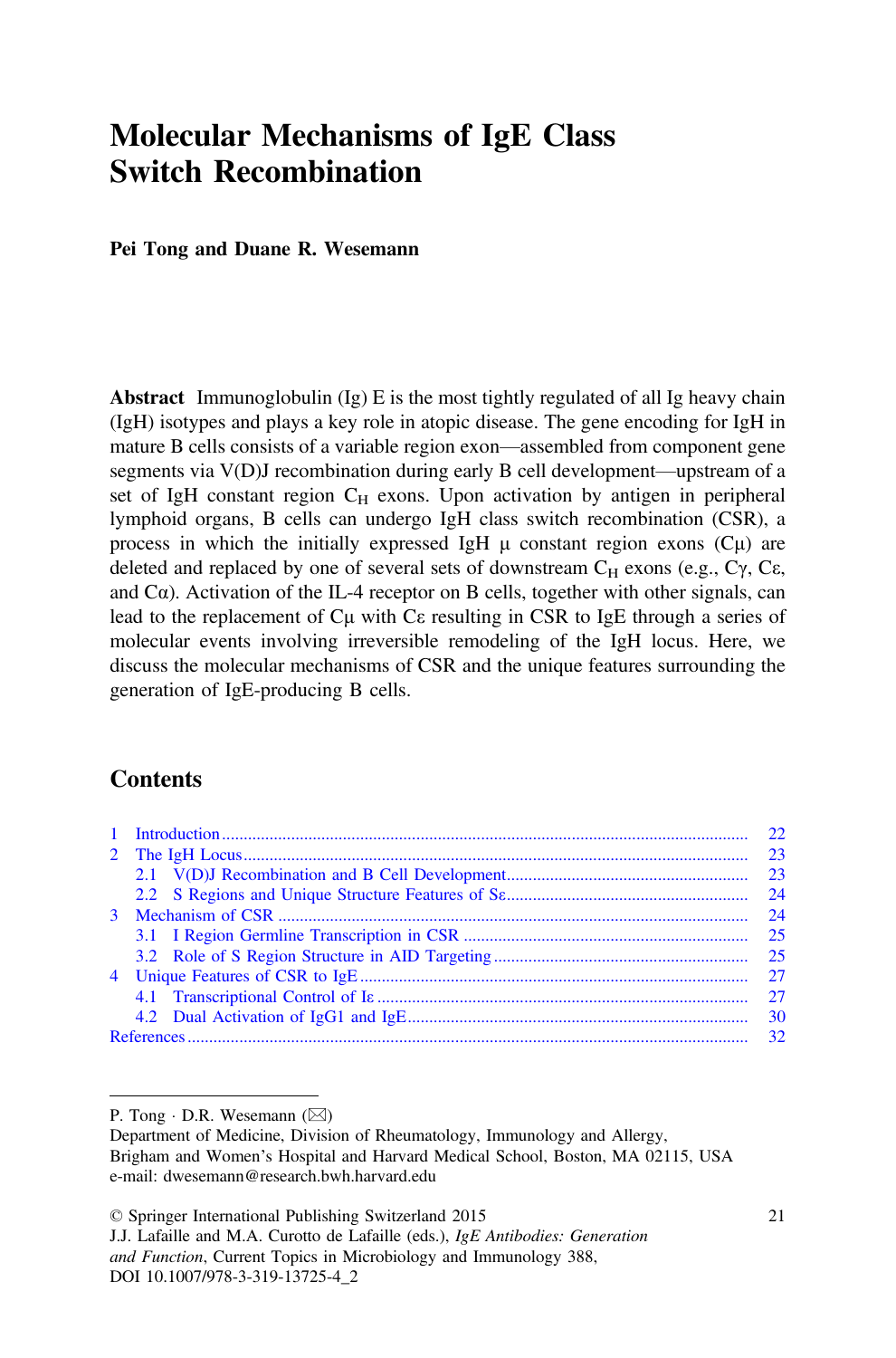# Molecular Mechanisms of IgE Class Switch Recombination

**Pei Tong and Duane R. Wesemann**

**Abstract** Immunoglobulin (Ig) E is the most tightly regulated of all Ig heavy chain (IgH) isotypes and plays a key role in atopic disease. The gene encoding for IgH in mature B cells consists of a variable region exon—assembled from component gene segments via V(D)J recombination during early B cell development—upstream of a set of IgH constant region $C_H$ exons. Upon activation by antigen in peripheral lymphoid organs, B cells can undergo IgH class switch recombination (CSR), a process in which the initially expressed IgH μ constant region exons (Cμ) are deleted and replaced by one of several sets of downstream $C_H$ exons (e.g., Cγ, Cε, and Cα). Activation of the IL-4 receptor on B cells, together with other signals, can lead to the replacement of Cμ with Cε resulting in CSR to IgE through a series of molecular events involving irreversible remodeling of the IgH locus. Here, we discuss the molecular mechanisms of CSR and the unique features surrounding the generation of IgE-producing B cells.

## Contents

| | | |
|---|---|---|
| 1 | Introduction | 22 |
| 2 | The IgH Locus | 23 |
| | 2.1 V(D)J Recombination and B Cell Development | 23 |
| | 2.2 S Regions and Unique Structure Features of Sε | 24 |
| 3 | Mechanism of CSR | 24 |
| | 3.1 I Region Germline Transcription in CSR | 25 |
| | 3.2 Role of S Region Structure in AID Targeting | 25 |
| 4 | Unique Features of CSR to IgE | 27 |
| | 4.1 Transcriptional Control of Iε | 27 |
| | 4.2 Dual Activation of IgG1 and IgE | 30 |
| References | | 32 |

P. Tong · D.R. Wesemann (✉)
Department of Medicine, Division of Rheumatology, Immunology and Allergy,
Brigham and Women's Hospital and Harvard Medical School, Boston, MA 02115, USA
e-mail: dwesemann@research.bwh.harvard.edu

© Springer International Publishing Switzerland 2015
J.J. Lafaille and M.A. Curotto de Lafaille (eds.), *IgE Antibodies: Generation and Function*, Current Topics in Microbiology and Immunology 388,
DOI 10.1007/978-3-319-13725-4_2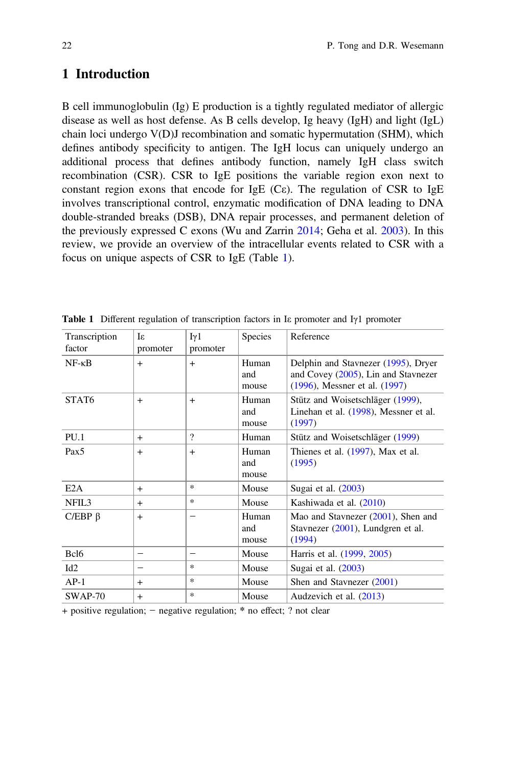# 1 Introduction

B cell immunoglobulin (Ig) E production is a tightly regulated mediator of allergic disease as well as host defense. As B cells develop, Ig heavy (IgH) and light (IgL) chain loci undergo V(D)J recombination and somatic hypermutation (SHM), which defines antibody specificity to antigen. The IgH locus can uniquely undergo an additional process that defines antibody function, namely IgH class switch recombination (CSR). CSR to IgE positions the variable region exon next to constant region exons that encode for IgE (Cε). The regulation of CSR to IgE involves transcriptional control, enzymatic modification of DNA leading to DNA double-stranded breaks (DSB), DNA repair processes, and permanent deletion of the previously expressed C exons (Wu and Zarrin 2014; Geha et al. 2003). In this review, we provide an overview of the intracellular events related to CSR with a focus on unique aspects of CSR to IgE (Table 1).

**Table 1** Different regulation of transcription factors in Iε promoter and Iγ1 promoter

| Transcription factor | Iε promoter | Iγ1 promoter | Species | Reference |
|---|---|---|---|---|
| NF-κB | + | + | Human and mouse | Delphin and Stavnezer (1995), Dryer and Covey (2005), Lin and Stavnezer (1996), Messner et al. (1997) |
| STAT6 | + | + | Human and mouse | Stütz and Woisetschläger (1999), Linehan et al. (1998), Messner et al. (1997) |
| PU.1 | + | ? | Human | Stütz and Woisetschläger (1999) |
| Pax5 | + | + | Human and mouse | Thienes et al. (1997), Max et al. (1995) |
| E2A | + | * | Mouse | Sugai et al. (2003) |
| NFIL3 | + | * | Mouse | Kashiwada et al. (2010) |
| C/EBP β | + | − | Human and mouse | Mao and Stavnezer (2001), Shen and Stavnezer (2001), Lundgren et al. (1994) |
| Bcl6 | − | − | Mouse | Harris et al. (1999, 2005) |
| Id2 | − | * | Mouse | Sugai et al. (2003) |
| AP-1 | + | * | Mouse | Shen and Stavnezer (2001) |
| SWAP-70 | + | * | Mouse | Audzevich et al. (2013) |

+ positive regulation; − negative regulation; * no effect; ? not clear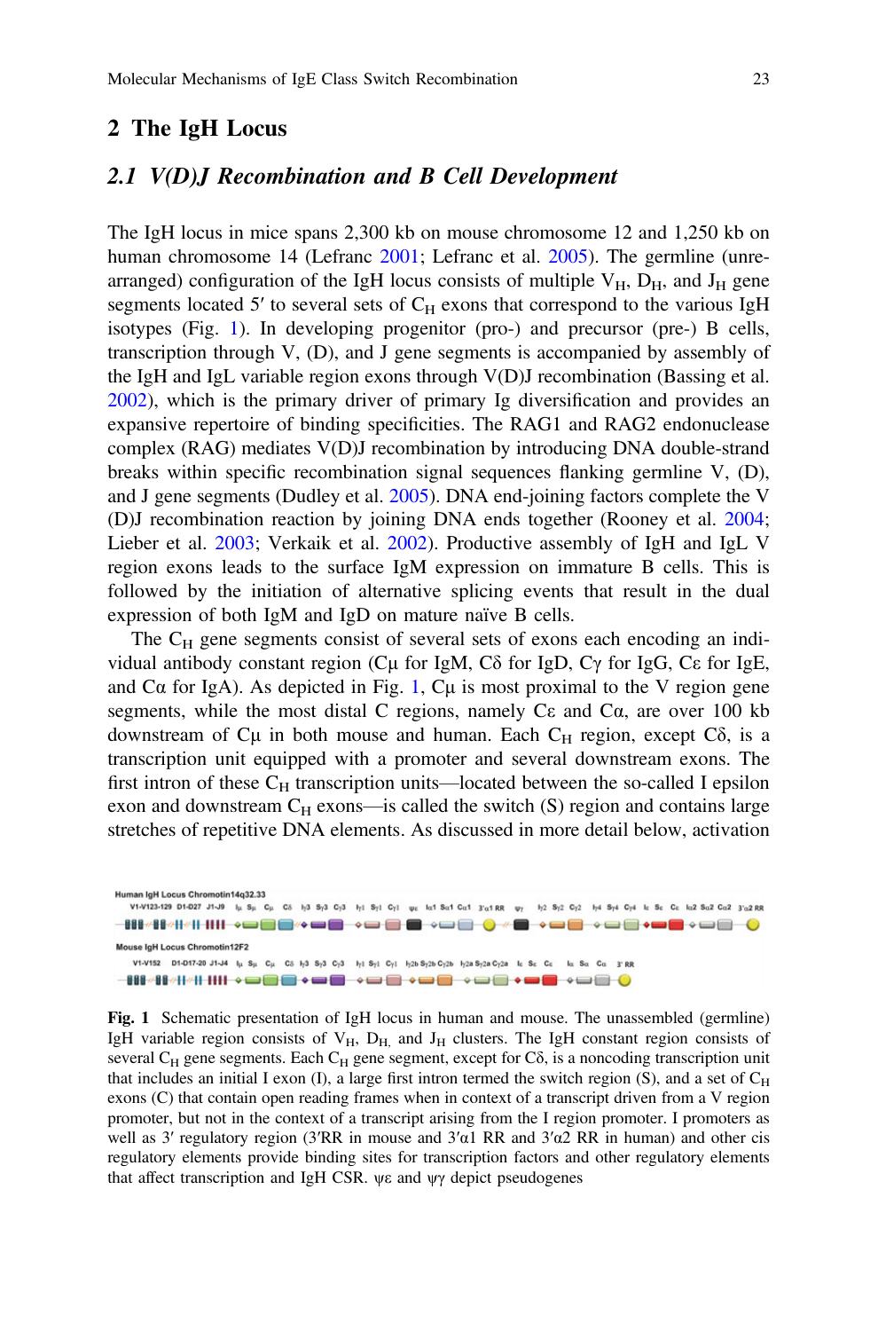## 2 The IgH Locus

### 2.1 V(D)J Recombination and B Cell Development

The IgH locus in mice spans 2,300 kb on mouse chromosome 12 and 1,250 kb on human chromosome 14 (Lefranc 2001; Lefranc et al. 2005). The germline (unrearranged) configuration of the IgH locus consists of multiple $V_H$, $D_H$, and $J_H$ gene segments located 5′ to several sets of $C_H$ exons that correspond to the various IgH isotypes (Fig. 1). In developing progenitor (pro-) and precursor (pre-) B cells, transcription through V, (D), and J gene segments is accompanied by assembly of the IgH and IgL variable region exons through V(D)J recombination (Bassing et al. 2002), which is the primary driver of primary Ig diversification and provides an expansive repertoire of binding specificities. The RAG1 and RAG2 endonuclease complex (RAG) mediates V(D)J recombination by introducing DNA double-strand breaks within specific recombination signal sequences flanking germline V, (D), and J gene segments (Dudley et al. 2005). DNA end-joining factors complete the V(D)J recombination reaction by joining DNA ends together (Rooney et al. 2004; Lieber et al. 2003; Verkaik et al. 2002). Productive assembly of IgH and IgL V region exons leads to the surface IgM expression on immature B cells. This is followed by the initiation of alternative splicing events that result in the dual expression of both IgM and IgD on mature naïve B cells.

The $C_H$ gene segments consist of several sets of exons each encoding an individual antibody constant region (Cμ for IgM, Cδ for IgD, Cγ for IgG, Cε for IgE, and Cα for IgA). As depicted in Fig. 1, Cμ is most proximal to the V region gene segments, while the most distal C regions, namely Cε and Cα, are over 100 kb downstream of Cμ in both mouse and human. Each $C_H$ region, except Cδ, is a transcription unit equipped with a promoter and several downstream exons. The first intron of these $C_H$ transcription units—located between the so-called I epsilon exon and downstream $C_H$ exons—is called the switch (S) region and contains large stretches of repetitive DNA elements. As discussed in more detail below, activation

Human IgH Locus Chromotin14q32.33

V1-V123-129 D1-D27 J1-J9 Iμ Sμ Cμ Cδ Iγ3 Sγ3 Cγ3 Iγ1 Sγ1 Cγ1 ψε Iα1 Sα1 Cα1 3′α1 RR ψγ Iγ2 Sγ2 Cγ2 Iγ4 Sγ4 Cγ4 Iε Sε Cε Iα2 Sα2 Cα2 3′α2 RR

Mouse IgH Locus Chromotin12F2

V1-V152 D1-D17-20 J1-J4 Iμ Sμ Cμ Cδ Iγ3 Sγ3 Cγ3 Iγ1 Sγ1 Cγ1 Iγ2b Sγ2b Cγ2b Iγ2a Sγ2a Cγ2a Iε Sε Cε Iα Sα Cα 3′ RR

**Fig. 1** Schematic presentation of IgH locus in human and mouse. The unassembled (germline) IgH variable region consists of $V_H$, $D_H$, and $J_H$ clusters. The IgH constant region consists of several $C_H$ gene segments. Each $C_H$ gene segment, except for Cδ, is a noncoding transcription unit that includes an initial I exon (I), a large first intron termed the switch region (S), and a set of $C_H$ exons (C) that contain open reading frames when in context of a transcript driven from a V region promoter, but not in the context of a transcript arising from the I region promoter. I promoters as well as 3′ regulatory region (3′RR in mouse and 3′α1 RR and 3′α2 RR in human) and other cis regulatory elements provide binding sites for transcription factors and other regulatory elements that affect transcription and IgH CSR. ψε and ψγ depict pseudogenes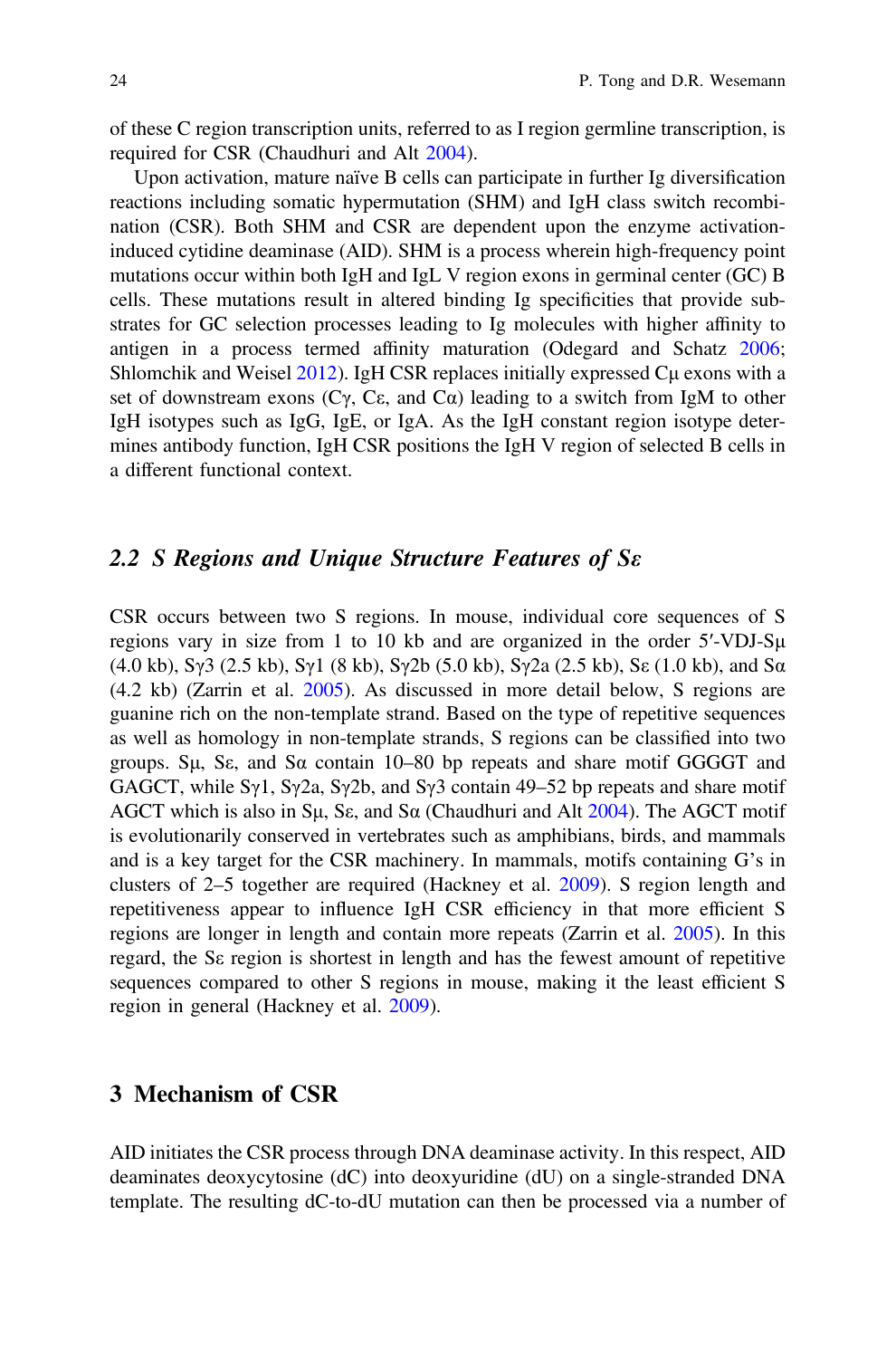of these C region transcription units, referred to as I region germline transcription, is required for CSR (Chaudhuri and Alt 2004).

Upon activation, mature naïve B cells can participate in further Ig diversification reactions including somatic hypermutation (SHM) and IgH class switch recombination (CSR). Both SHM and CSR are dependent upon the enzyme activation-induced cytidine deaminase (AID). SHM is a process wherein high-frequency point mutations occur within both IgH and IgL V region exons in germinal center (GC) B cells. These mutations result in altered binding Ig specificities that provide substrates for GC selection processes leading to Ig molecules with higher affinity to antigen in a process termed affinity maturation (Odegard and Schatz 2006; Shlomchik and Weisel 2012). IgH CSR replaces initially expressed Cμ exons with a set of downstream exons (Cγ, Cε, and Cα) leading to a switch from IgM to other IgH isotypes such as IgG, IgE, or IgA. As the IgH constant region isotype determines antibody function, IgH CSR positions the IgH V region of selected B cells in a different functional context.

### 2.2 S Regions and Unique Structure Features of Sε

CSR occurs between two S regions. In mouse, individual core sequences of S regions vary in size from 1 to 10 kb and are organized in the order 5′-VDJ-Sμ (4.0 kb), Sγ3 (2.5 kb), Sγ1 (8 kb), Sγ2b (5.0 kb), Sγ2a (2.5 kb), Sε (1.0 kb), and Sα (4.2 kb) (Zarrin et al. 2005). As discussed in more detail below, S regions are guanine rich on the non-template strand. Based on the type of repetitive sequences as well as homology in non-template strands, S regions can be classified into two groups. Sμ, Sε, and Sα contain 10–80 bp repeats and share motif GGGGT and GAGCT, while Sγ1, Sγ2a, Sγ2b, and Sγ3 contain 49–52 bp repeats and share motif AGCT which is also in Sμ, Sε, and Sα (Chaudhuri and Alt 2004). The AGCT motif is evolutionarily conserved in vertebrates such as amphibians, birds, and mammals and is a key target for the CSR machinery. In mammals, motifs containing G's in clusters of 2–5 together are required (Hackney et al. 2009). S region length and repetitiveness appear to influence IgH CSR efficiency in that more efficient S regions are longer in length and contain more repeats (Zarrin et al. 2005). In this regard, the Sε region is shortest in length and has the fewest amount of repetitive sequences compared to other S regions in mouse, making it the least efficient S region in general (Hackney et al. 2009).

## 3 Mechanism of CSR

AID initiates the CSR process through DNA deaminase activity. In this respect, AID deaminates deoxycytosine (dC) into deoxyuridine (dU) on a single-stranded DNA template. The resulting dC-to-dU mutation can then be processed via a number of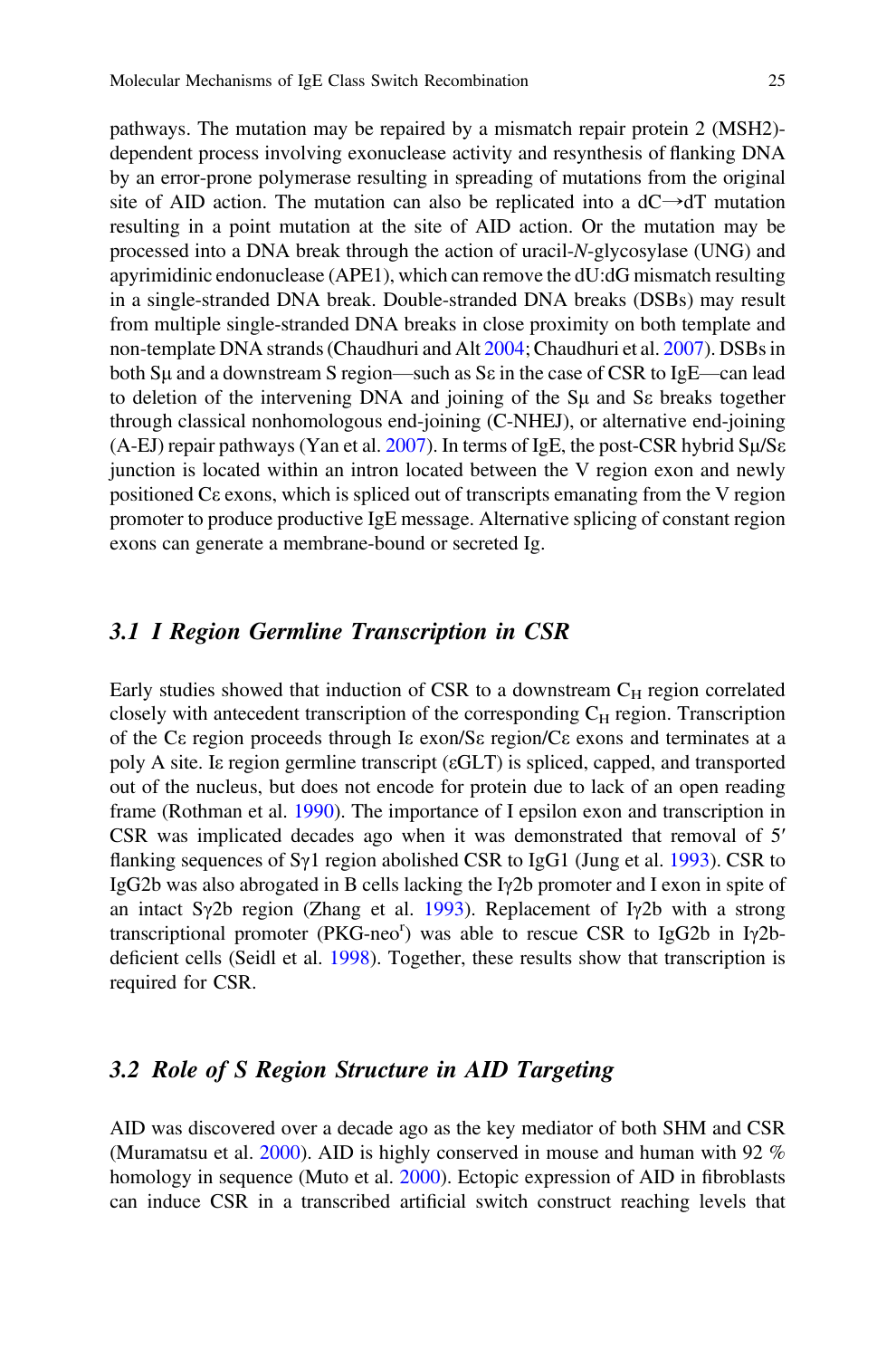pathways. The mutation may be repaired by a mismatch repair protein 2 (MSH2)-dependent process involving exonuclease activity and resynthesis of flanking DNA by an error-prone polymerase resulting in spreading of mutations from the original site of AID action. The mutation can also be replicated into a dC→dT mutation resulting in a point mutation at the site of AID action. Or the mutation may be processed into a DNA break through the action of uracil-*N*-glycosylase (UNG) and apyrimidinic endonuclease (APE1), which can remove the dU:dG mismatch resulting in a single-stranded DNA break. Double-stranded DNA breaks (DSBs) may result from multiple single-stranded DNA breaks in close proximity on both template and non-template DNA strands (Chaudhuri and Alt 2004; Chaudhuri et al. 2007). DSBs in both Sμ and a downstream S region—such as Sε in the case of CSR to IgE—can lead to deletion of the intervening DNA and joining of the Sμ and Sε breaks together through classical nonhomologous end-joining (C-NHEJ), or alternative end-joining (A-EJ) repair pathways (Yan et al. 2007). In terms of IgE, the post-CSR hybrid Sμ/Sε junction is located within an intron located between the V region exon and newly positioned Cε exons, which is spliced out of transcripts emanating from the V region promoter to produce productive IgE message. Alternative splicing of constant region exons can generate a membrane-bound or secreted Ig.

## 3.1 I Region Germline Transcription in CSR

Early studies showed that induction of CSR to a downstream $C_H$ region correlated closely with antecedent transcription of the corresponding $C_H$ region. Transcription of the Cε region proceeds through Iε exon/Sε region/Cε exons and terminates at a poly A site. Iε region germline transcript (εGLT) is spliced, capped, and transported out of the nucleus, but does not encode for protein due to lack of an open reading frame (Rothman et al. 1990). The importance of I epsilon exon and transcription in CSR was implicated decades ago when it was demonstrated that removal of 5′ flanking sequences of Sγ1 region abolished CSR to IgG1 (Jung et al. 1993). CSR to IgG2b was also abrogated in B cells lacking the Iγ2b promoter and I exon in spite of an intact Sγ2b region (Zhang et al. 1993). Replacement of Iγ2b with a strong transcriptional promoter (PKG-neo$^r$) was able to rescue CSR to IgG2b in Iγ2b-deficient cells (Seidl et al. 1998). Together, these results show that transcription is required for CSR.

## 3.2 Role of S Region Structure in AID Targeting

AID was discovered over a decade ago as the key mediator of both SHM and CSR (Muramatsu et al. 2000). AID is highly conserved in mouse and human with 92 % homology in sequence (Muto et al. 2000). Ectopic expression of AID in fibroblasts can induce CSR in a transcribed artificial switch construct reaching levels that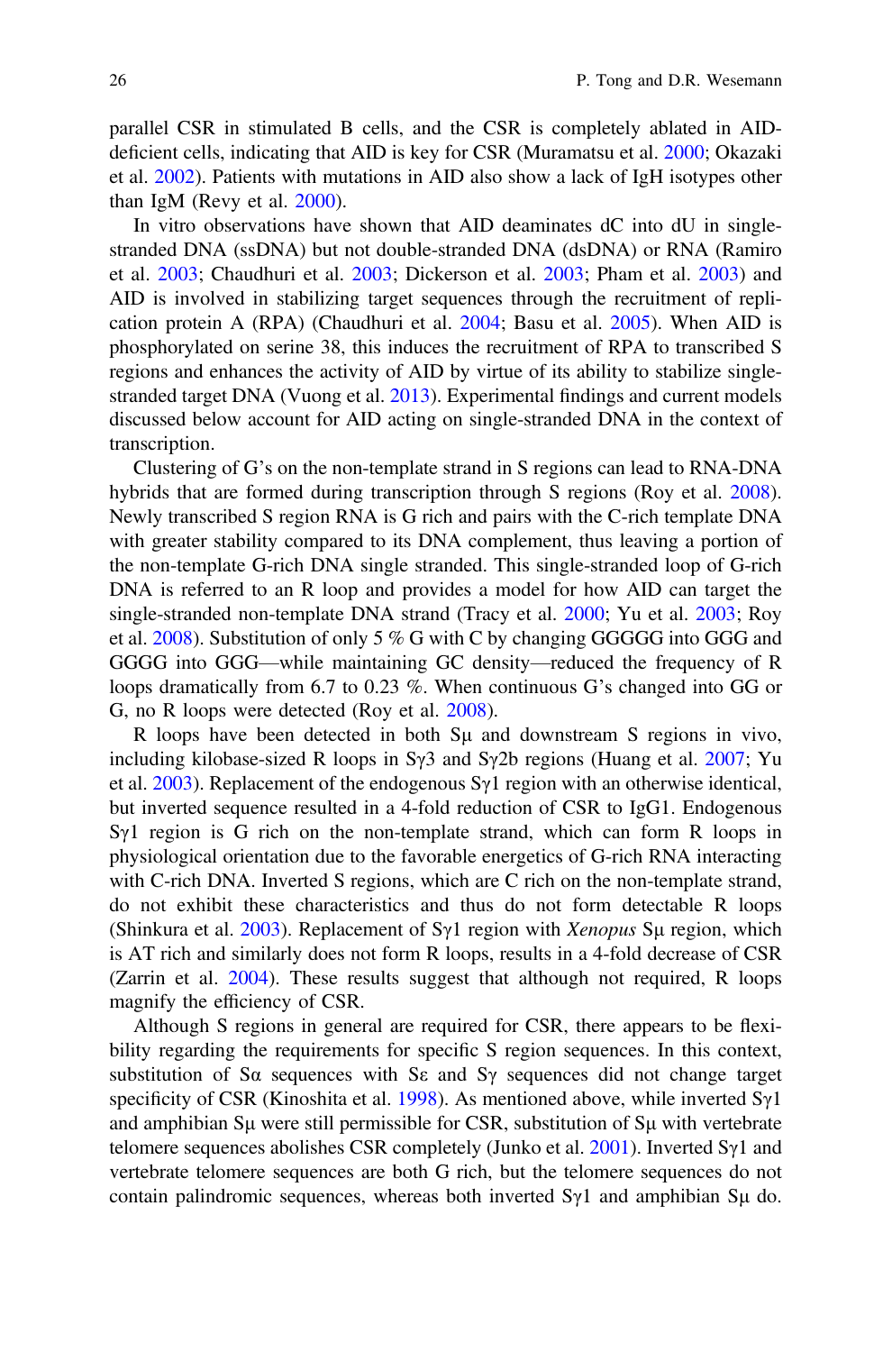parallel CSR in stimulated B cells, and the CSR is completely ablated in AID-deficient cells, indicating that AID is key for CSR (Muramatsu et al. 2000; Okazaki et al. 2002). Patients with mutations in AID also show a lack of IgH isotypes other than IgM (Revy et al. 2000).

In vitro observations have shown that AID deaminates dC into dU in single-stranded DNA (ssDNA) but not double-stranded DNA (dsDNA) or RNA (Ramiro et al. 2003; Chaudhuri et al. 2003; Dickerson et al. 2003; Pham et al. 2003) and AID is involved in stabilizing target sequences through the recruitment of replication protein A (RPA) (Chaudhuri et al. 2004; Basu et al. 2005). When AID is phosphorylated on serine 38, this induces the recruitment of RPA to transcribed S regions and enhances the activity of AID by virtue of its ability to stabilize single-stranded target DNA (Vuong et al. 2013). Experimental findings and current models discussed below account for AID acting on single-stranded DNA in the context of transcription.

Clustering of G's on the non-template strand in S regions can lead to RNA-DNA hybrids that are formed during transcription through S regions (Roy et al. 2008). Newly transcribed S region RNA is G rich and pairs with the C-rich template DNA with greater stability compared to its DNA complement, thus leaving a portion of the non-template G-rich DNA single stranded. This single-stranded loop of G-rich DNA is referred to an R loop and provides a model for how AID can target the single-stranded non-template DNA strand (Tracy et al. 2000; Yu et al. 2003; Roy et al. 2008). Substitution of only 5 % G with C by changing GGGGG into GGG and GGGG into GGG—while maintaining GC density—reduced the frequency of R loops dramatically from 6.7 to 0.23 %. When continuous G's changed into GG or G, no R loops were detected (Roy et al. 2008).

R loops have been detected in both Sμ and downstream S regions in vivo, including kilobase-sized R loops in Sγ3 and Sγ2b regions (Huang et al. 2007; Yu et al. 2003). Replacement of the endogenous Sγ1 region with an otherwise identical, but inverted sequence resulted in a 4-fold reduction of CSR to IgG1. Endogenous Sγ1 region is G rich on the non-template strand, which can form R loops in physiological orientation due to the favorable energetics of G-rich RNA interacting with C-rich DNA. Inverted S regions, which are C rich on the non-template strand, do not exhibit these characteristics and thus do not form detectable R loops (Shinkura et al. 2003). Replacement of Sγ1 region with *Xenopus* Sμ region, which is AT rich and similarly does not form R loops, results in a 4-fold decrease of CSR (Zarrin et al. 2004). These results suggest that although not required, R loops magnify the efficiency of CSR.

Although S regions in general are required for CSR, there appears to be flexibility regarding the requirements for specific S region sequences. In this context, substitution of Sα sequences with Sε and Sγ sequences did not change target specificity of CSR (Kinoshita et al. 1998). As mentioned above, while inverted Sγ1 and amphibian Sμ were still permissible for CSR, substitution of Sμ with vertebrate telomere sequences abolishes CSR completely (Junko et al. 2001). Inverted Sγ1 and vertebrate telomere sequences are both G rich, but the telomere sequences do not contain palindromic sequences, whereas both inverted Sγ1 and amphibian Sμ do.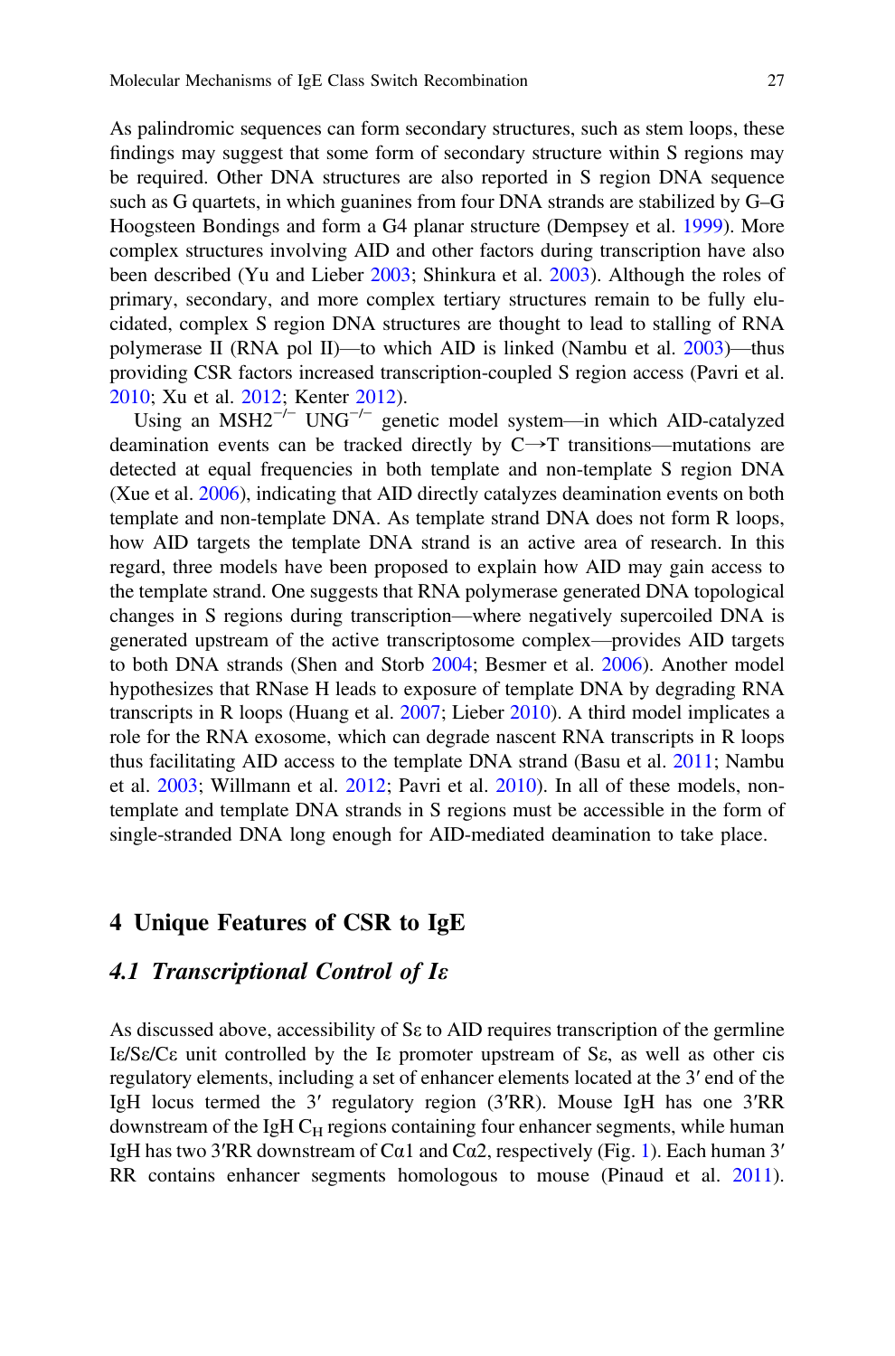As palindromic sequences can form secondary structures, such as stem loops, these findings may suggest that some form of secondary structure within S regions may be required. Other DNA structures are also reported in S region DNA sequence such as G quartets, in which guanines from four DNA strands are stabilized by G–G Hoogsteen Bondings and form a G4 planar structure (Dempsey et al. 1999). More complex structures involving AID and other factors during transcription have also been described (Yu and Lieber 2003; Shinkura et al. 2003). Although the roles of primary, secondary, and more complex tertiary structures remain to be fully elucidated, complex S region DNA structures are thought to lead to stalling of RNA polymerase II (RNA pol II)—to which AID is linked (Nambu et al. 2003)—thus providing CSR factors increased transcription-coupled S region access (Pavri et al. 2010; Xu et al. 2012; Kenter 2012).

Using an $MSH2^{-/-}$ $UNG^{-/-}$ genetic model system—in which AID-catalyzed deamination events can be tracked directly by C→T transitions—mutations are detected at equal frequencies in both template and non-template S region DNA (Xue et al. 2006), indicating that AID directly catalyzes deamination events on both template and non-template DNA. As template strand DNA does not form R loops, how AID targets the template DNA strand is an active area of research. In this regard, three models have been proposed to explain how AID may gain access to the template strand. One suggests that RNA polymerase generated DNA topological changes in S regions during transcription—where negatively supercoiled DNA is generated upstream of the active transcriptosome complex—provides AID targets to both DNA strands (Shen and Storb 2004; Besmer et al. 2006). Another model hypothesizes that RNase H leads to exposure of template DNA by degrading RNA transcripts in R loops (Huang et al. 2007; Lieber 2010). A third model implicates a role for the RNA exosome, which can degrade nascent RNA transcripts in R loops thus facilitating AID access to the template DNA strand (Basu et al. 2011; Nambu et al. 2003; Willmann et al. 2012; Pavri et al. 2010). In all of these models, non-template and template DNA strands in S regions must be accessible in the form of single-stranded DNA long enough for AID-mediated deamination to take place.

## 4 Unique Features of CSR to IgE

### *4.1 Transcriptional Control of Iε*

As discussed above, accessibility of Sε to AID requires transcription of the germline Iε/Sε/Cε unit controlled by the Iε promoter upstream of Sε, as well as other cis regulatory elements, including a set of enhancer elements located at the 3′ end of the IgH locus termed the 3′ regulatory region (3′RR). Mouse IgH has one 3′RR downstream of the IgH $C_H$ regions containing four enhancer segments, while human IgH has two 3′RR downstream of Cα1 and Cα2, respectively (Fig. 1). Each human 3′ RR contains enhancer segments homologous to mouse (Pinaud et al. 2011).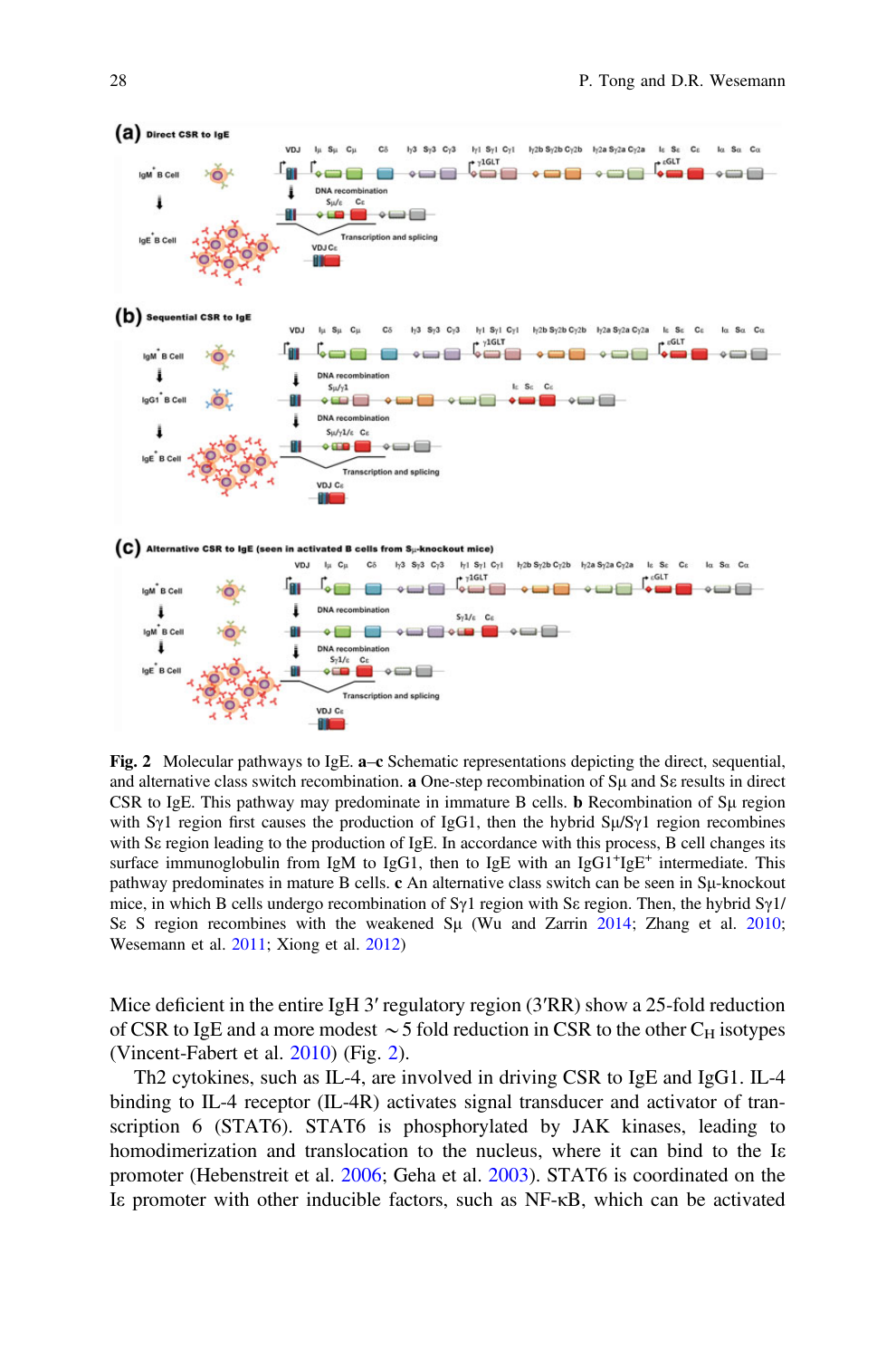(a) Direct CSR to IgE

VDJ Iμ Sμ Cμ Cδ Iγ3 Sγ3 Cγ3 Iγ1 Sγ1 Cγ1 Iγ2b Sγ2b Cγ2b Iγ2a Sγ2a Cγ2a Iε Sε Cε Iα Sα Cα

γ1GLT

εGLT

IgM⁺ B Cell

IgE⁺ B Cell

DNA recombination

Sμ/ε Cε

Transcription and splicing

VDJ Cε

(b) Sequential CSR to IgE

VDJ Iμ Sμ Cμ Cδ Iγ3 Sγ3 Cγ3 Iγ1 Sγ1 Cγ1 Iγ2b Sγ2b Cγ2b Iγ2a Sγ2a Cγ2a Iε Sε Cε Iα Sα Cα

γ1GLT

εGLT

IgM⁺ B Cell

IgG1⁺ B Cell

IgE⁺ B Cell

DNA recombination

Sμ/γ1

Iε Sε Cε

DNA recombination

Sμ/γ1/ε Cε

Transcription and splicing

VDJ Cε

(c) Alternative CSR to IgE (seen in activated B cells from Sμ-knockout mice)

VDJ Iμ Cμ Cδ Iγ3 Sγ3 Cγ3 Iγ1 Sγ1 Cγ1 Iγ2b Sγ2b Cγ2b Iγ2a Sγ2a Cγ2a Iε Sε Cε Iα Sα Cα

γ1GLT

εGLT

IgM⁺ B Cell

IgM⁺ B Cell

IgE⁺ B Cell

DNA recombination

Sγ1/ε Cε

DNA recombination

Sγ1/ε Cε

Transcription and splicing

VDJ Cε

**Fig. 2** Molecular pathways to IgE. **a–c** Schematic representations depicting the direct, sequential, and alternative class switch recombination. **a** One-step recombination of Sμ and Sε results in direct CSR to IgE. This pathway may predominate in immature B cells. **b** Recombination of Sμ region with Sγ1 region first causes the production of IgG1, then the hybrid Sμ/Sγ1 region recombines with Sε region leading to the production of IgE. In accordance with this process, B cell changes its surface immunoglobulin from IgM to IgG1, then to IgE with an IgG1$^{+}$IgE$^{+}$ intermediate. This pathway predominates in mature B cells. **c** An alternative class switch can be seen in Sμ-knockout mice, in which B cells undergo recombination of Sγ1 region with Sε region. Then, the hybrid Sγ1/Sε S region recombines with the weakened Sμ (Wu and Zarrin 2014; Zhang et al. 2010; Wesemann et al. 2011; Xiong et al. 2012)

Mice deficient in the entire IgH 3′ regulatory region (3′RR) show a 25-fold reduction of CSR to IgE and a more modest ~5 fold reduction in CSR to the other $C_H$ isotypes (Vincent-Fabert et al. 2010) (Fig. 2).

Th2 cytokines, such as IL-4, are involved in driving CSR to IgE and IgG1. IL-4 binding to IL-4 receptor (IL-4R) activates signal transducer and activator of transcription 6 (STAT6). STAT6 is phosphorylated by JAK kinases, leading to homodimerization and translocation to the nucleus, where it can bind to the Iε promoter (Hebenstreit et al. 2006; Geha et al. 2003). STAT6 is coordinated on the Iε promoter with other inducible factors, such as NF-κB, which can be activated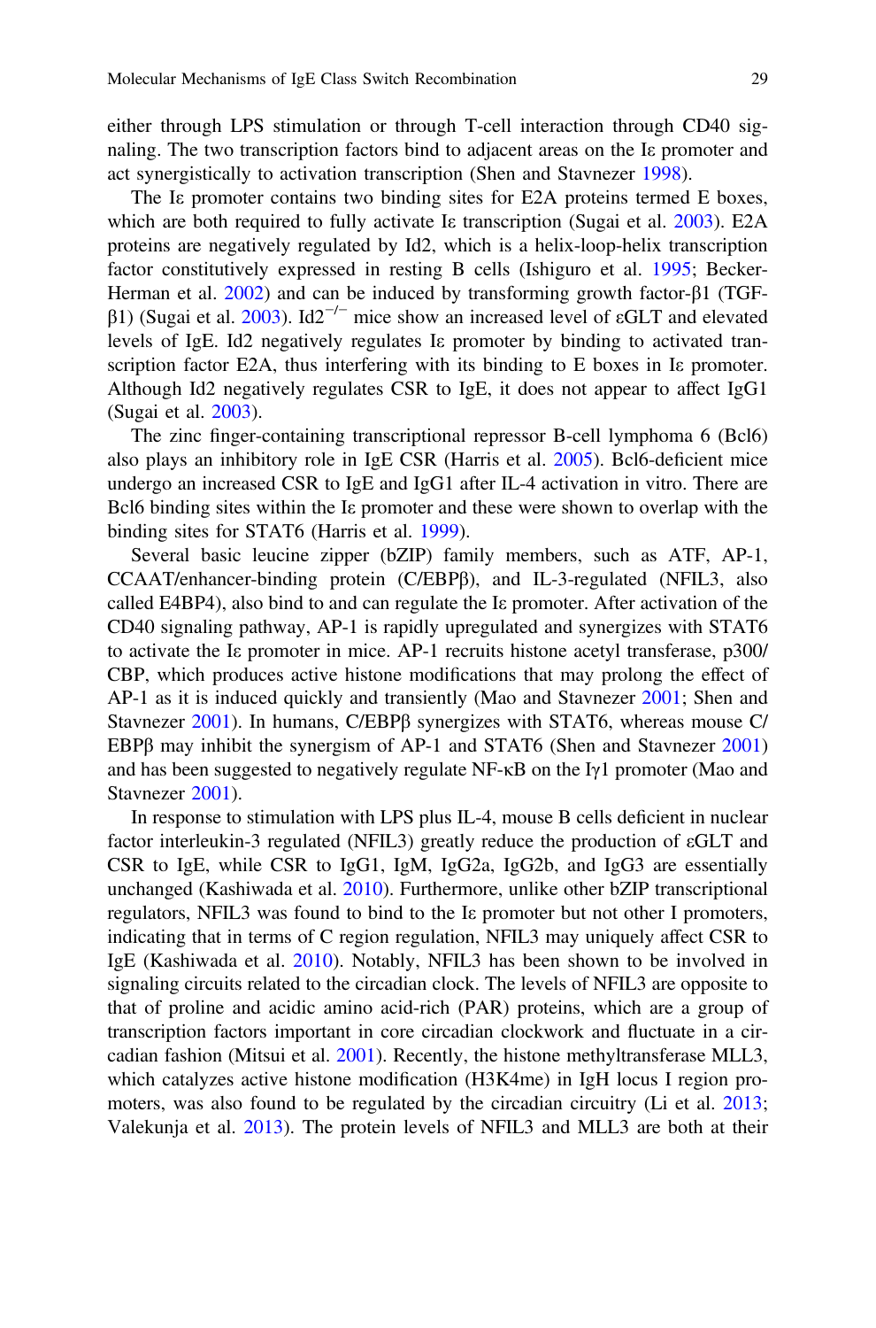either through LPS stimulation or through T-cell interaction through CD40 signaling. The two transcription factors bind to adjacent areas on the Iε promoter and act synergistically to activation transcription (Shen and Stavnezer 1998).

The Iε promoter contains two binding sites for E2A proteins termed E boxes, which are both required to fully activate Iε transcription (Sugai et al. 2003). E2A proteins are negatively regulated by Id2, which is a helix-loop-helix transcription factor constitutively expressed in resting B cells (Ishiguro et al. 1995; Becker-Herman et al. 2002) and can be induced by transforming growth factor-β1 (TGF-β1) (Sugai et al. 2003). $Id2^{-/-}$ mice show an increased level of εGLT and elevated levels of IgE. Id2 negatively regulates Iε promoter by binding to activated transcription factor E2A, thus interfering with its binding to E boxes in Iε promoter. Although Id2 negatively regulates CSR to IgE, it does not appear to affect IgG1 (Sugai et al. 2003).

The zinc finger-containing transcriptional repressor B-cell lymphoma 6 (Bcl6) also plays an inhibitory role in IgE CSR (Harris et al. 2005). Bcl6-deficient mice undergo an increased CSR to IgE and IgG1 after IL-4 activation in vitro. There are Bcl6 binding sites within the Iε promoter and these were shown to overlap with the binding sites for STAT6 (Harris et al. 1999).

Several basic leucine zipper (bZIP) family members, such as ATF, AP-1, CCAAT/enhancer-binding protein (C/EBPβ), and IL-3-regulated (NFIL3, also called E4BP4), also bind to and can regulate the Iε promoter. After activation of the CD40 signaling pathway, AP-1 is rapidly upregulated and synergizes with STAT6 to activate the Iε promoter in mice. AP-1 recruits histone acetyl transferase, p300/CBP, which produces active histone modifications that may prolong the effect of AP-1 as it is induced quickly and transiently (Mao and Stavnezer 2001; Shen and Stavnezer 2001). In humans, C/EBPβ synergizes with STAT6, whereas mouse C/EBPβ may inhibit the synergism of AP-1 and STAT6 (Shen and Stavnezer 2001) and has been suggested to negatively regulate NF-κB on the Iγ1 promoter (Mao and Stavnezer 2001).

In response to stimulation with LPS plus IL-4, mouse B cells deficient in nuclear factor interleukin-3 regulated (NFIL3) greatly reduce the production of εGLT and CSR to IgE, while CSR to IgG1, IgM, IgG2a, IgG2b, and IgG3 are essentially unchanged (Kashiwada et al. 2010). Furthermore, unlike other bZIP transcriptional regulators, NFIL3 was found to bind to the Iε promoter but not other I promoters, indicating that in terms of C region regulation, NFIL3 may uniquely affect CSR to IgE (Kashiwada et al. 2010). Notably, NFIL3 has been shown to be involved in signaling circuits related to the circadian clock. The levels of NFIL3 are opposite to that of proline and acidic amino acid-rich (PAR) proteins, which are a group of transcription factors important in core circadian clockwork and fluctuate in a circadian fashion (Mitsui et al. 2001). Recently, the histone methyltransferase MLL3, which catalyzes active histone modification (H3K4me) in IgH locus I region promoters, was also found to be regulated by the circadian circuitry (Li et al. 2013; Valekunja et al. 2013). The protein levels of NFIL3 and MLL3 are both at their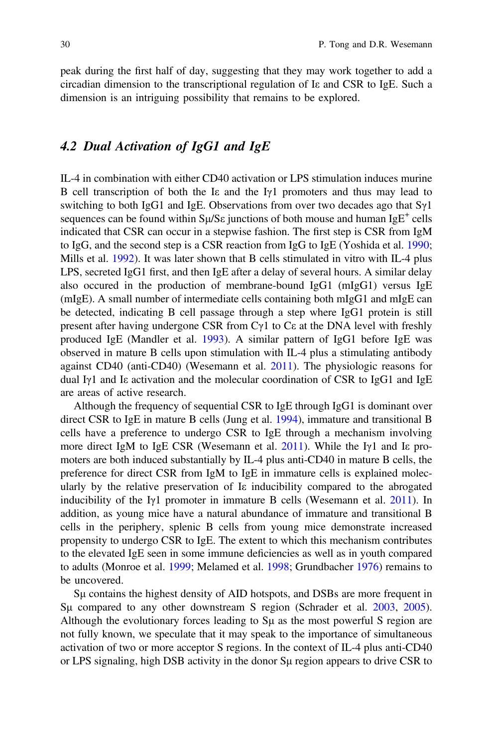peak during the first half of day, suggesting that they may work together to add a circadian dimension to the transcriptional regulation of Iε and CSR to IgE. Such a dimension is an intriguing possibility that remains to be explored.

## *4.2 Dual Activation of IgG1 and IgE*

IL-4 in combination with either CD40 activation or LPS stimulation induces murine B cell transcription of both the Iε and the Iγ1 promoters and thus may lead to switching to both IgG1 and IgE. Observations from over two decades ago that Sγ1 sequences can be found within Sμ/Sε junctions of both mouse and human IgE$^{+}$ cells indicated that CSR can occur in a stepwise fashion. The first step is CSR from IgM to IgG, and the second step is a CSR reaction from IgG to IgE (Yoshida et al. 1990; Mills et al. 1992). It was later shown that B cells stimulated in vitro with IL-4 plus LPS, secreted IgG1 first, and then IgE after a delay of several hours. A similar delay also occured in the production of membrane-bound IgG1 (mIgG1) versus IgE (mIgE). A small number of intermediate cells containing both mIgG1 and mIgE can be detected, indicating B cell passage through a step where IgG1 protein is still present after having undergone CSR from Cγ1 to Cε at the DNA level with freshly produced IgE (Mandler et al. 1993). A similar pattern of IgG1 before IgE was observed in mature B cells upon stimulation with IL-4 plus a stimulating antibody against CD40 (anti-CD40) (Wesemann et al. 2011). The physiologic reasons for dual Iγ1 and Iε activation and the molecular coordination of CSR to IgG1 and IgE are areas of active research.

Although the frequency of sequential CSR to IgE through IgG1 is dominant over direct CSR to IgE in mature B cells (Jung et al. 1994), immature and transitional B cells have a preference to undergo CSR to IgE through a mechanism involving more direct IgM to IgE CSR (Wesemann et al. 2011). While the Iγ1 and Iε promoters are both induced substantially by IL-4 plus anti-CD40 in mature B cells, the preference for direct CSR from IgM to IgE in immature cells is explained molecularly by the relative preservation of Iε inducibility compared to the abrogated inducibility of the Iγ1 promoter in immature B cells (Wesemann et al. 2011). In addition, as young mice have a natural abundance of immature and transitional B cells in the periphery, splenic B cells from young mice demonstrate increased propensity to undergo CSR to IgE. The extent to which this mechanism contributes to the elevated IgE seen in some immune deficiencies as well as in youth compared to adults (Monroe et al. 1999; Melamed et al. 1998; Grundbacher 1976) remains to be uncovered.

Sμ contains the highest density of AID hotspots, and DSBs are more frequent in Sμ compared to any other downstream S region (Schrader et al. 2003, 2005). Although the evolutionary forces leading to Sμ as the most powerful S region are not fully known, we speculate that it may speak to the importance of simultaneous activation of two or more acceptor S regions. In the context of IL-4 plus anti-CD40 or LPS signaling, high DSB activity in the donor Sμ region appears to drive CSR to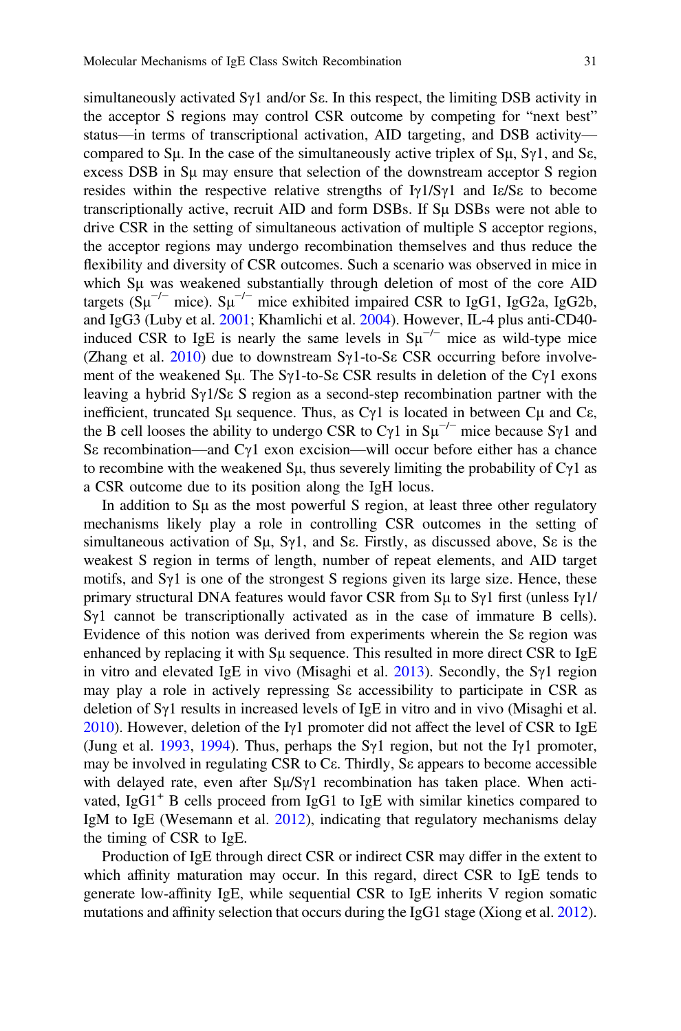simultaneously activated Sγ1 and/or Sε. In this respect, the limiting DSB activity in the acceptor S regions may control CSR outcome by competing for "next best" status—in terms of transcriptional activation, AID targeting, and DSB activity—compared to Sμ. In the case of the simultaneously active triplex of Sμ, Sγ1, and Sε, excess DSB in Sμ may ensure that selection of the downstream acceptor S region resides within the respective relative strengths of Iγ1/Sγ1 and Iε/Sε to become transcriptionally active, recruit AID and form DSBs. If Sμ DSBs were not able to drive CSR in the setting of simultaneous activation of multiple S acceptor regions, the acceptor regions may undergo recombination themselves and thus reduce the flexibility and diversity of CSR outcomes. Such a scenario was observed in mice in which Sμ was weakened substantially through deletion of most of the core AID targets (Sμ$^{-/-}$ mice). Sμ$^{-/-}$ mice exhibited impaired CSR to IgG1, IgG2a, IgG2b, and IgG3 (Luby et al. 2001; Khamlichi et al. 2004). However, IL-4 plus anti-CD40-induced CSR to IgE is nearly the same levels in Sμ$^{-/-}$ mice as wild-type mice (Zhang et al. 2010) due to downstream Sγ1-to-Sε CSR occurring before involvement of the weakened Sμ. The Sγ1-to-Sε CSR results in deletion of the Cγ1 exons leaving a hybrid Sγ1/Sε S region as a second-step recombination partner with the inefficient, truncated Sμ sequence. Thus, as Cγ1 is located in between Cμ and Cε, the B cell looses the ability to undergo CSR to Cγ1 in Sμ$^{-/-}$ mice because Sγ1 and Sε recombination—and Cγ1 exon excision—will occur before either has a chance to recombine with the weakened Sμ, thus severely limiting the probability of Cγ1 as a CSR outcome due to its position along the IgH locus.

In addition to Sμ as the most powerful S region, at least three other regulatory mechanisms likely play a role in controlling CSR outcomes in the setting of simultaneous activation of Sμ, Sγ1, and Sε. Firstly, as discussed above, Sε is the weakest S region in terms of length, number of repeat elements, and AID target motifs, and Sγ1 is one of the strongest S regions given its large size. Hence, these primary structural DNA features would favor CSR from Sμ to Sγ1 first (unless Iγ1/Sγ1 cannot be transcriptionally activated as in the case of immature B cells). Evidence of this notion was derived from experiments wherein the Sε region was enhanced by replacing it with Sμ sequence. This resulted in more direct CSR to IgE in vitro and elevated IgE in vivo (Misaghi et al. 2013). Secondly, the Sγ1 region may play a role in actively repressing Sε accessibility to participate in CSR as deletion of Sγ1 results in increased levels of IgE in vitro and in vivo (Misaghi et al. 2010). However, deletion of the Iγ1 promoter did not affect the level of CSR to IgE (Jung et al. 1993, 1994). Thus, perhaps the Sγ1 region, but not the Iγ1 promoter, may be involved in regulating CSR to Cε. Thirdly, Sε appears to become accessible with delayed rate, even after Sμ/Sγ1 recombination has taken place. When activated, IgG1$^{+}$ B cells proceed from IgG1 to IgE with similar kinetics compared to IgM to IgE (Wesemann et al. 2012), indicating that regulatory mechanisms delay the timing of CSR to IgE.

Production of IgE through direct CSR or indirect CSR may differ in the extent to which affinity maturation may occur. In this regard, direct CSR to IgE tends to generate low-affinity IgE, while sequential CSR to IgE inherits V region somatic mutations and affinity selection that occurs during the IgG1 stage (Xiong et al. 2012).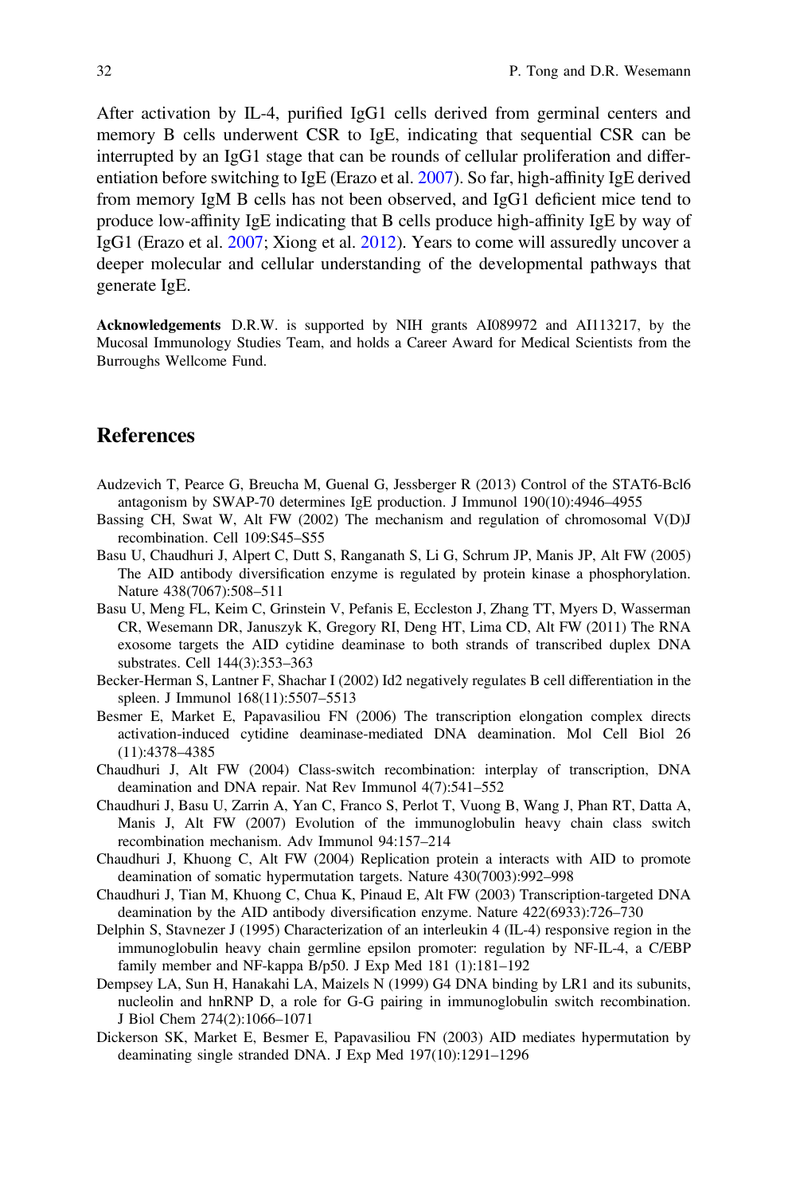After activation by IL-4, purified IgG1 cells derived from germinal centers and memory B cells underwent CSR to IgE, indicating that sequential CSR can be interrupted by an IgG1 stage that can be rounds of cellular proliferation and differentiation before switching to IgE (Erazo et al. 2007). So far, high-affinity IgE derived from memory IgM B cells has not been observed, and IgG1 deficient mice tend to produce low-affinity IgE indicating that B cells produce high-affinity IgE by way of IgG1 (Erazo et al. 2007; Xiong et al. 2012). Years to come will assuredly uncover a deeper molecular and cellular understanding of the developmental pathways that generate IgE.

**Acknowledgements** D.R.W. is supported by NIH grants AI089972 and AI113217, by the Mucosal Immunology Studies Team, and holds a Career Award for Medical Scientists from the Burroughs Wellcome Fund.

## References

Audzevich T, Pearce G, Breucha M, Guenal G, Jessberger R (2013) Control of the STAT6-Bcl6 antagonism by SWAP-70 determines IgE production. J Immunol 190(10):4946–4955

Bassing CH, Swat W, Alt FW (2002) The mechanism and regulation of chromosomal V(D)J recombination. Cell 109:S45–S55

Basu U, Chaudhuri J, Alpert C, Dutt S, Ranganath S, Li G, Schrum JP, Manis JP, Alt FW (2005) The AID antibody diversification enzyme is regulated by protein kinase a phosphorylation. Nature 438(7067):508–511

Basu U, Meng FL, Keim C, Grinstein V, Pefanis E, Eccleston J, Zhang TT, Myers D, Wasserman CR, Wesemann DR, Januszyk K, Gregory RI, Deng HT, Lima CD, Alt FW (2011) The RNA exosome targets the AID cytidine deaminase to both strands of transcribed duplex DNA substrates. Cell 144(3):353–363

Becker-Herman S, Lantner F, Shachar I (2002) Id2 negatively regulates B cell differentiation in the spleen. J Immunol 168(11):5507–5513

Besmer E, Market E, Papavasiliou FN (2006) The transcription elongation complex directs activation-induced cytidine deaminase-mediated DNA deamination. Mol Cell Biol 26 (11):4378–4385

Chaudhuri J, Alt FW (2004) Class-switch recombination: interplay of transcription, DNA deamination and DNA repair. Nat Rev Immunol 4(7):541–552

Chaudhuri J, Basu U, Zarrin A, Yan C, Franco S, Perlot T, Vuong B, Wang J, Phan RT, Datta A, Manis J, Alt FW (2007) Evolution of the immunoglobulin heavy chain class switch recombination mechanism. Adv Immunol 94:157–214

Chaudhuri J, Khuong C, Alt FW (2004) Replication protein a interacts with AID to promote deamination of somatic hypermutation targets. Nature 430(7003):992–998

Chaudhuri J, Tian M, Khuong C, Chua K, Pinaud E, Alt FW (2003) Transcription-targeted DNA deamination by the AID antibody diversification enzyme. Nature 422(6933):726–730

Delphin S, Stavnezer J (1995) Characterization of an interleukin 4 (IL-4) responsive region in the immunoglobulin heavy chain germline epsilon promoter: regulation by NF-IL-4, a C/EBP family member and NF-kappa B/p50. J Exp Med 181 (1):181–192

Dempsey LA, Sun H, Hanakahi LA, Maizels N (1999) G4 DNA binding by LR1 and its subunits, nucleolin and hnRNP D, a role for G-G pairing in immunoglobulin switch recombination. J Biol Chem 274(2):1066–1071

Dickerson SK, Market E, Besmer E, Papavasiliou FN (2003) AID mediates hypermutation by deaminating single stranded DNA. J Exp Med 197(10):1291–1296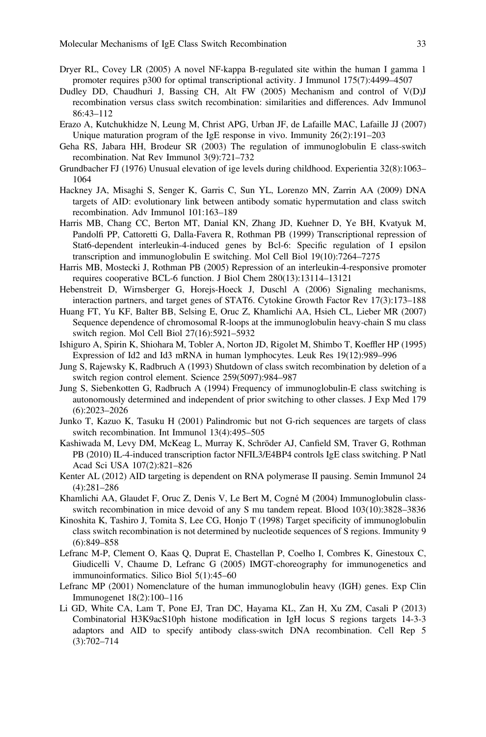Dryer RL, Covey LR (2005) A novel NF-kappa B-regulated site within the human I gamma 1 promoter requires p300 for optimal transcriptional activity. J Immunol 175(7):4499–4507

Dudley DD, Chaudhuri J, Bassing CH, Alt FW (2005) Mechanism and control of V(D)J recombination versus class switch recombination: similarities and differences. Adv Immunol 86:43–112

Erazo A, Kutchukhidze N, Leung M, Christ APG, Urban JF, de Lafaille MAC, Lafaille JJ (2007) Unique maturation program of the IgE response in vivo. Immunity 26(2):191–203

Geha RS, Jabara HH, Brodeur SR (2003) The regulation of immunoglobulin E class-switch recombination. Nat Rev Immunol 3(9):721–732

Grundbacher FJ (1976) Unusual elevation of ige levels during childhood. Experientia 32(8):1063–1064

Hackney JA, Misaghi S, Senger K, Garris C, Sun YL, Lorenzo MN, Zarrin AA (2009) DNA targets of AID: evolutionary link between antibody somatic hypermutation and class switch recombination. Adv Immunol 101:163–189

Harris MB, Chang CC, Berton MT, Danial KN, Zhang JD, Kuehner D, Ye BH, Kvatyuk M, Pandolfi PP, Cattoretti G, Dalla-Favera R, Rothman PB (1999) Transcriptional repression of Stat6-dependent interleukin-4-induced genes by Bcl-6: Specific regulation of I epsilon transcription and immunoglobulin E switching. Mol Cell Biol 19(10):7264–7275

Harris MB, Mostecki J, Rothman PB (2005) Repression of an interleukin-4-responsive promoter requires cooperative BCL-6 function. J Biol Chem 280(13):13114–13121

Hebenstreit D, Wirnsberger G, Horejs-Hoeck J, Duschl A (2006) Signaling mechanisms, interaction partners, and target genes of STAT6. Cytokine Growth Factor Rev 17(3):173–188

Huang FT, Yu KF, Balter BB, Selsing E, Oruc Z, Khamlichi AA, Hsieh CL, Lieber MR (2007) Sequence dependence of chromosomal R-loops at the immunoglobulin heavy-chain S mu class switch region. Mol Cell Biol 27(16):5921–5932

Ishiguro A, Spirin K, Shiohara M, Tobler A, Norton JD, Rigolet M, Shimbo T, Koeffler HP (1995) Expression of Id2 and Id3 mRNA in human lymphocytes. Leuk Res 19(12):989–996

Jung S, Rajewsky K, Radbruch A (1993) Shutdown of class switch recombination by deletion of a switch region control element. Science 259(5097):984–987

Jung S, Siebenkotten G, Radbruch A (1994) Frequency of immunoglobulin-E class switching is autonomously determined and independent of prior switching to other classes. J Exp Med 179(6):2023–2026

Junko T, Kazuo K, Tasuku H (2001) Palindromic but not G-rich sequences are targets of class switch recombination. Int Immunol 13(4):495–505

Kashiwada M, Levy DM, McKeag L, Murray K, Schröder AJ, Canfield SM, Traver G, Rothman PB (2010) IL-4-induced transcription factor NFIL3/E4BP4 controls IgE class switching. P Natl Acad Sci USA 107(2):821–826

Kenter AL (2012) AID targeting is dependent on RNA polymerase II pausing. Semin Immunol 24(4):281–286

Khamlichi AA, Glaudet F, Oruc Z, Denis V, Le Bert M, Cogné M (2004) Immunoglobulin class-switch recombination in mice devoid of any S mu tandem repeat. Blood 103(10):3828–3836

Kinoshita K, Tashiro J, Tomita S, Lee CG, Honjo T (1998) Target specificity of immunoglobulin class switch recombination is not determined by nucleotide sequences of S regions. Immunity 9(6):849–858

Lefranc M-P, Clement O, Kaas Q, Duprat E, Chastellan P, Coelho I, Combres K, Ginestoux C, Giudicelli V, Chaume D, Lefranc G (2005) IMGT-choreography for immunogenetics and immunoinformatics. Silico Biol 5(1):45–60

Lefranc MP (2001) Nomenclature of the human immunoglobulin heavy (IGH) genes. Exp Clin Immunogenet 18(2):100–116

Li GD, White CA, Lam T, Pone EJ, Tran DC, Hayama KL, Zan H, Xu ZM, Casali P (2013) Combinatorial H3K9acS10ph histone modification in IgH locus S regions targets 14-3-3 adaptors and AID to specify antibody class-switch DNA recombination. Cell Rep 5(3):702–714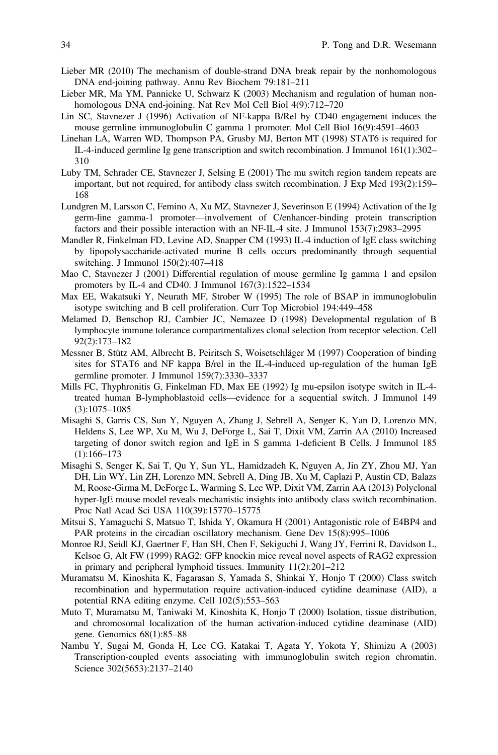Lieber MR (2010) The mechanism of double-strand DNA break repair by the nonhomologous DNA end-joining pathway. Annu Rev Biochem 79:181–211

Lieber MR, Ma YM, Pannicke U, Schwarz K (2003) Mechanism and regulation of human nonhomologous DNA end-joining. Nat Rev Mol Cell Biol 4(9):712–720

Lin SC, Stavnezer J (1996) Activation of NF-kappa B/Rel by CD40 engagement induces the mouse germline immunoglobulin C gamma 1 promoter. Mol Cell Biol 16(9):4591–4603

Linehan LA, Warren WD, Thompson PA, Grusby MJ, Berton MT (1998) STAT6 is required for IL-4-induced germline Ig gene transcription and switch recombination. J Immunol 161(1):302–310

Luby TM, Schrader CE, Stavnezer J, Selsing E (2001) The mu switch region tandem repeats are important, but not required, for antibody class switch recombination. J Exp Med 193(2):159–168

Lundgren M, Larsson C, Femino A, Xu MZ, Stavnezer J, Severinson E (1994) Activation of the Ig germ-line gamma-1 promoter—involvement of C/enhancer-binding protein transcription factors and their possible interaction with an NF-IL-4 site. J Immunol 153(7):2983–2995

Mandler R, Finkelman FD, Levine AD, Snapper CM (1993) IL-4 induction of IgE class switching by lipopolysaccharide-activated murine B cells occurs predominantly through sequential switching. J Immunol 150(2):407–418

Mao C, Stavnezer J (2001) Differential regulation of mouse germline Ig gamma 1 and epsilon promoters by IL-4 and CD40. J Immunol 167(3):1522–1534

Max EE, Wakatsuki Y, Neurath MF, Strober W (1995) The role of BSAP in immunoglobulin isotype switching and B cell proliferation. Curr Top Microbiol 194:449–458

Melamed D, Benschop RJ, Cambier JC, Nemazee D (1998) Developmental regulation of B lymphocyte immune tolerance compartmentalizes clonal selection from receptor selection. Cell 92(2):173–182

Messner B, Stütz AM, Albrecht B, Peiritsch S, Woisetschläger M (1997) Cooperation of binding sites for STAT6 and NF kappa B/rel in the IL-4-induced up-regulation of the human IgE germline promoter. J Immunol 159(7):3330–3337

Mills FC, Thyphronitis G, Finkelman FD, Max EE (1992) Ig mu-epsilon isotype switch in IL-4-treated human B-lymphoblastoid cells—evidence for a sequential switch. J Immunol 149 (3):1075–1085

Misaghi S, Garris CS, Sun Y, Nguyen A, Zhang J, Sebrell A, Senger K, Yan D, Lorenzo MN, Heldens S, Lee WP, Xu M, Wu J, DeForge L, Sai T, Dixit VM, Zarrin AA (2010) Increased targeting of donor switch region and IgE in S gamma 1-deficient B Cells. J Immunol 185 (1):166–173

Misaghi S, Senger K, Sai T, Qu Y, Sun YL, Hamidzadeh K, Nguyen A, Jin ZY, Zhou MJ, Yan DH, Lin WY, Lin ZH, Lorenzo MN, Sebrell A, Ding JB, Xu M, Caplazi P, Austin CD, Balazs M, Roose-Girma M, DeForge L, Warming S, Lee WP, Dixit VM, Zarrin AA (2013) Polyclonal hyper-IgE mouse model reveals mechanistic insights into antibody class switch recombination. Proc Natl Acad Sci USA 110(39):15770–15775

Mitsui S, Yamaguchi S, Matsuo T, Ishida Y, Okamura H (2001) Antagonistic role of E4BP4 and PAR proteins in the circadian oscillatory mechanism. Gene Dev 15(8):995–1006

Monroe RJ, Seidl KJ, Gaertner F, Han SH, Chen F, Sekiguchi J, Wang JY, Ferrini R, Davidson L, Kelsoe G, Alt FW (1999) RAG2: GFP knockin mice reveal novel aspects of RAG2 expression in primary and peripheral lymphoid tissues. Immunity 11(2):201–212

Muramatsu M, Kinoshita K, Fagarasan S, Yamada S, Shinkai Y, Honjo T (2000) Class switch recombination and hypermutation require activation-induced cytidine deaminase (AID), a potential RNA editing enzyme. Cell 102(5):553–563

Muto T, Muramatsu M, Taniwaki M, Kinoshita K, Honjo T (2000) Isolation, tissue distribution, and chromosomal localization of the human activation-induced cytidine deaminase (AID) gene. Genomics 68(1):85–88

Nambu Y, Sugai M, Gonda H, Lee CG, Katakai T, Agata Y, Yokota Y, Shimizu A (2003) Transcription-coupled events associating with immunoglobulin switch region chromatin. Science 302(5653):2137–2140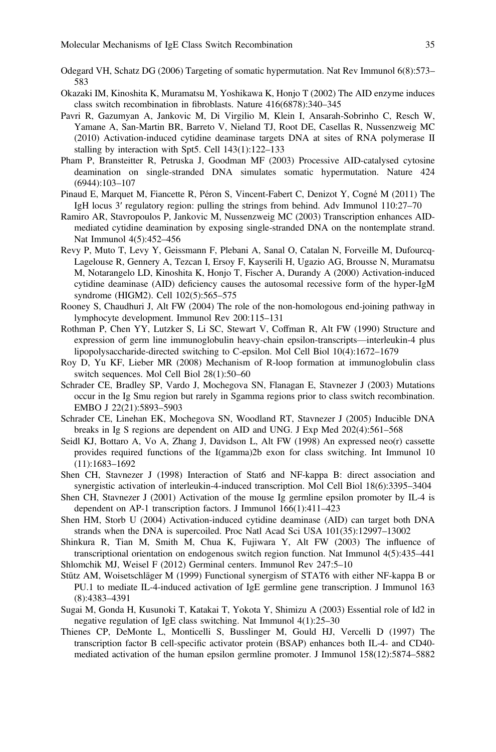Odegard VH, Schatz DG (2006) Targeting of somatic hypermutation. Nat Rev Immunol 6(8):573–583

Okazaki IM, Kinoshita K, Muramatsu M, Yoshikawa K, Honjo T (2002) The AID enzyme induces class switch recombination in fibroblasts. Nature 416(6878):340–345

Pavri R, Gazumyan A, Jankovic M, Di Virgilio M, Klein I, Ansarah-Sobrinho C, Resch W, Yamane A, San-Martin BR, Barreto V, Nieland TJ, Root DE, Casellas R, Nussenzweig MC (2010) Activation-induced cytidine deaminase targets DNA at sites of RNA polymerase II stalling by interaction with Spt5. Cell 143(1):122–133

Pham P, Bransteitter R, Petruska J, Goodman MF (2003) Processive AID-catalysed cytosine deamination on single-stranded DNA simulates somatic hypermutation. Nature 424 (6944):103–107

Pinaud E, Marquet M, Fiancette R, Péron S, Vincent-Fabert C, Denizot Y, Cogné M (2011) The IgH locus 3′ regulatory region: pulling the strings from behind. Adv Immunol 110:27–70

Ramiro AR, Stavropoulos P, Jankovic M, Nussenzweig MC (2003) Transcription enhances AID-mediated cytidine deamination by exposing single-stranded DNA on the nontemplate strand. Nat Immunol 4(5):452–456

Revy P, Muto T, Levy Y, Geissmann F, Plebani A, Sanal O, Catalan N, Forveille M, Dufourcq-Lagelouse R, Gennery A, Tezcan I, Ersoy F, Kayserili H, Ugazio AG, Brousse N, Muramatsu M, Notarangelo LD, Kinoshita K, Honjo T, Fischer A, Durandy A (2000) Activation-induced cytidine deaminase (AID) deficiency causes the autosomal recessive form of the hyper-IgM syndrome (HIGM2). Cell 102(5):565–575

Rooney S, Chaudhuri J, Alt FW (2004) The role of the non-homologous end-joining pathway in lymphocyte development. Immunol Rev 200:115–131

Rothman P, Chen YY, Lutzker S, Li SC, Stewart V, Coffman R, Alt FW (1990) Structure and expression of germ line immunoglobulin heavy-chain epsilon-transcripts—interleukin-4 plus lipopolysaccharide-directed switching to C-epsilon. Mol Cell Biol 10(4):1672–1679

Roy D, Yu KF, Lieber MR (2008) Mechanism of R-loop formation at immunoglobulin class switch sequences. Mol Cell Biol 28(1):50–60

Schrader CE, Bradley SP, Vardo J, Mochegova SN, Flanagan E, Stavnezer J (2003) Mutations occur in the Ig Smu region but rarely in Sgamma regions prior to class switch recombination. EMBO J 22(21):5893–5903

Schrader CE, Linehan EK, Mochegova SN, Woodland RT, Stavnezer J (2005) Inducible DNA breaks in Ig S regions are dependent on AID and UNG. J Exp Med 202(4):561–568

Seidl KJ, Bottaro A, Vo A, Zhang J, Davidson L, Alt FW (1998) An expressed neo(r) cassette provides required functions of the I(gamma)2b exon for class switching. Int Immunol 10 (11):1683–1692

Shen CH, Stavnezer J (1998) Interaction of Stat6 and NF-kappa B: direct association and synergistic activation of interleukin-4-induced transcription. Mol Cell Biol 18(6):3395–3404

Shen CH, Stavnezer J (2001) Activation of the mouse Ig germline epsilon promoter by IL-4 is dependent on AP-1 transcription factors. J Immunol 166(1):411–423

Shen HM, Storb U (2004) Activation-induced cytidine deaminase (AID) can target both DNA strands when the DNA is supercoiled. Proc Natl Acad Sci USA 101(35):12997–13002

Shinkura R, Tian M, Smith M, Chua K, Fujiwara Y, Alt FW (2003) The influence of transcriptional orientation on endogenous switch region function. Nat Immunol 4(5):435–441

Shlomchik MJ, Weisel F (2012) Germinal centers. Immunol Rev 247:5–10

Stütz AM, Woisetschläger M (1999) Functional synergism of STAT6 with either NF-kappa B or PU.1 to mediate IL-4-induced activation of IgE germline gene transcription. J Immunol 163 (8):4383–4391

Sugai M, Gonda H, Kusunoki T, Katakai T, Yokota Y, Shimizu A (2003) Essential role of Id2 in negative regulation of IgE class switching. Nat Immunol 4(1):25–30

Thienes CP, DeMonte L, Monticelli S, Busslinger M, Gould HJ, Vercelli D (1997) The transcription factor B cell-specific activator protein (BSAP) enhances both IL-4- and CD40-mediated activation of the human epsilon germline promoter. J Immunol 158(12):5874–5882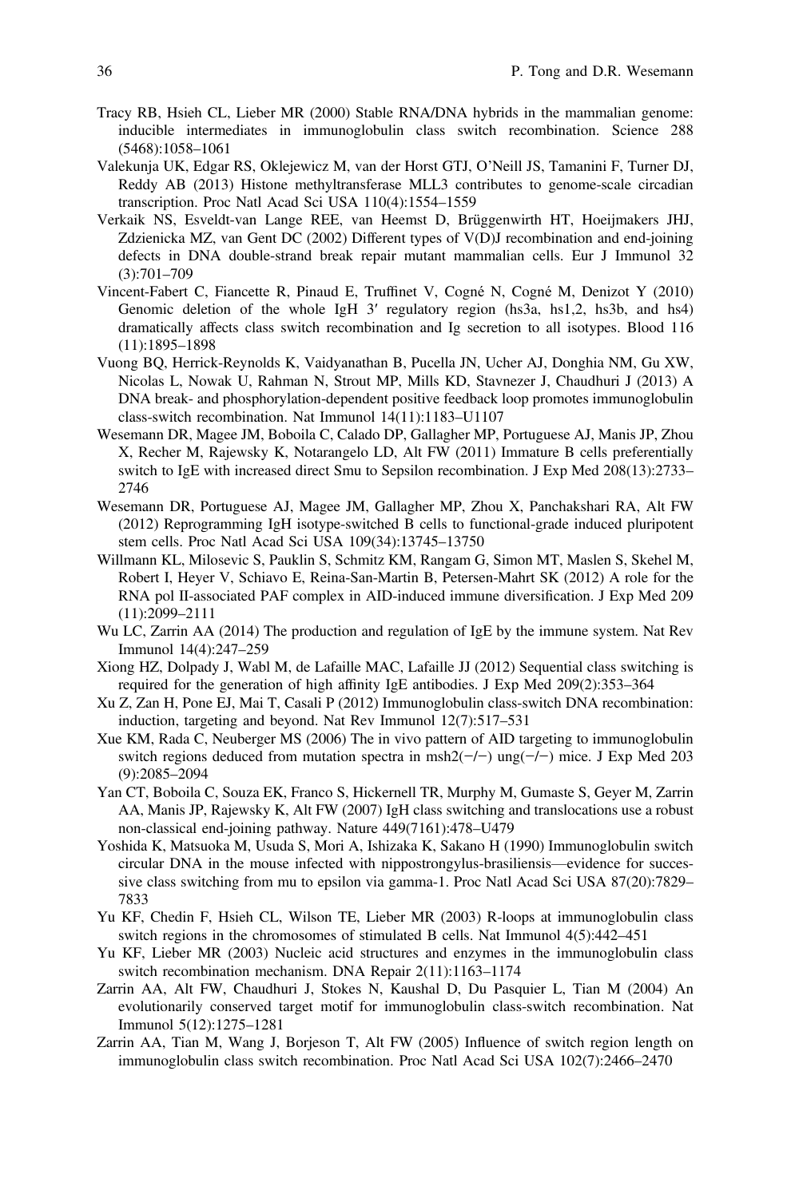Tracy RB, Hsieh CL, Lieber MR (2000) Stable RNA/DNA hybrids in the mammalian genome: inducible intermediates in immunoglobulin class switch recombination. Science 288 (5468):1058–1061

Valekunja UK, Edgar RS, Oklejewicz M, van der Horst GTJ, O'Neill JS, Tamanini F, Turner DJ, Reddy AB (2013) Histone methyltransferase MLL3 contributes to genome-scale circadian transcription. Proc Natl Acad Sci USA 110(4):1554–1559

Verkaik NS, Esveldt-van Lange REE, van Heemst D, Brüggenwirth HT, Hoeijmakers JHJ, Zdzienicka MZ, van Gent DC (2002) Different types of V(D)J recombination and end-joining defects in DNA double-strand break repair mutant mammalian cells. Eur J Immunol 32 (3):701–709

Vincent-Fabert C, Fiancette R, Pinaud E, Truffinet V, Cogné N, Cogné M, Denizot Y (2010) Genomic deletion of the whole IgH 3′ regulatory region (hs3a, hs1,2, hs3b, and hs4) dramatically affects class switch recombination and Ig secretion to all isotypes. Blood 116 (11):1895–1898

Vuong BQ, Herrick-Reynolds K, Vaidyanathan B, Pucella JN, Ucher AJ, Donghia NM, Gu XW, Nicolas L, Nowak U, Rahman N, Strout MP, Mills KD, Stavnezer J, Chaudhuri J (2013) A DNA break- and phosphorylation-dependent positive feedback loop promotes immunoglobulin class-switch recombination. Nat Immunol 14(11):1183–U1107

Wesemann DR, Magee JM, Boboila C, Calado DP, Gallagher MP, Portuguese AJ, Manis JP, Zhou X, Recher M, Rajewsky K, Notarangelo LD, Alt FW (2011) Immature B cells preferentially switch to IgE with increased direct Smu to Sepsilon recombination. J Exp Med 208(13):2733–2746

Wesemann DR, Portuguese AJ, Magee JM, Gallagher MP, Zhou X, Panchakshari RA, Alt FW (2012) Reprogramming IgH isotype-switched B cells to functional-grade induced pluripotent stem cells. Proc Natl Acad Sci USA 109(34):13745–13750

Willmann KL, Milosevic S, Pauklin S, Schmitz KM, Rangam G, Simon MT, Maslen S, Skehel M, Robert I, Heyer V, Schiavo E, Reina-San-Martin B, Petersen-Mahrt SK (2012) A role for the RNA pol II-associated PAF complex in AID-induced immune diversification. J Exp Med 209 (11):2099–2111

Wu LC, Zarrin AA (2014) The production and regulation of IgE by the immune system. Nat Rev Immunol 14(4):247–259

Xiong HZ, Dolpady J, Wabl M, de Lafaille MAC, Lafaille JJ (2012) Sequential class switching is required for the generation of high affinity IgE antibodies. J Exp Med 209(2):353–364

Xu Z, Zan H, Pone EJ, Mai T, Casali P (2012) Immunoglobulin class-switch DNA recombination: induction, targeting and beyond. Nat Rev Immunol 12(7):517–531

Xue KM, Rada C, Neuberger MS (2006) The in vivo pattern of AID targeting to immunoglobulin switch regions deduced from mutation spectra in msh2(−/−) ung(−/−) mice. J Exp Med 203 (9):2085–2094

Yan CT, Boboila C, Souza EK, Franco S, Hickernell TR, Murphy M, Gumaste S, Geyer M, Zarrin AA, Manis JP, Rajewsky K, Alt FW (2007) IgH class switching and translocations use a robust non-classical end-joining pathway. Nature 449(7161):478–U479

Yoshida K, Matsuoka M, Usuda S, Mori A, Ishizaka K, Sakano H (1990) Immunoglobulin switch circular DNA in the mouse infected with nippostrongylus-brasiliensis—evidence for successive class switching from mu to epsilon via gamma-1. Proc Natl Acad Sci USA 87(20):7829–7833

Yu KF, Chedin F, Hsieh CL, Wilson TE, Lieber MR (2003) R-loops at immunoglobulin class switch regions in the chromosomes of stimulated B cells. Nat Immunol 4(5):442–451

Yu KF, Lieber MR (2003) Nucleic acid structures and enzymes in the immunoglobulin class switch recombination mechanism. DNA Repair 2(11):1163–1174

Zarrin AA, Alt FW, Chaudhuri J, Stokes N, Kaushal D, Du Pasquier L, Tian M (2004) An evolutionarily conserved target motif for immunoglobulin class-switch recombination. Nat Immunol 5(12):1275–1281

Zarrin AA, Tian M, Wang J, Borjeson T, Alt FW (2005) Influence of switch region length on immunoglobulin class switch recombination. Proc Natl Acad Sci USA 102(7):2466–2470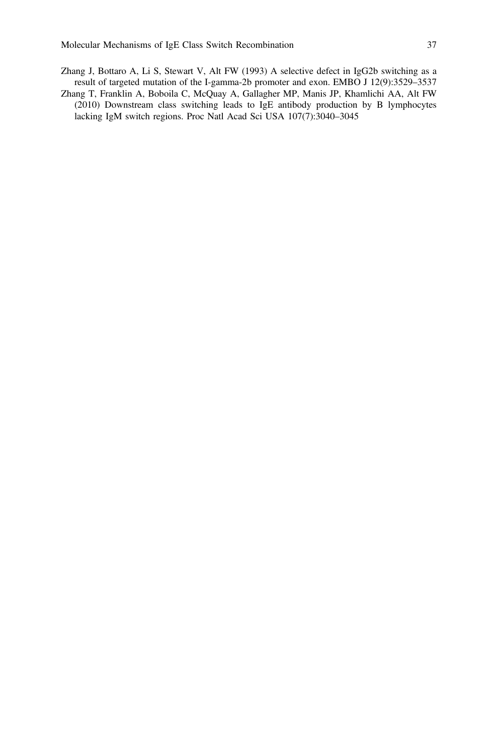Zhang J, Bottaro A, Li S, Stewart V, Alt FW (1993) A selective defect in IgG2b switching as a result of targeted mutation of the I-gamma-2b promoter and exon. EMBO J 12(9):3529–3537

Zhang T, Franklin A, Boboila C, McQuay A, Gallagher MP, Manis JP, Khamlichi AA, Alt FW (2010) Downstream class switching leads to IgE antibody production by B lymphocytes lacking IgM switch regions. Proc Natl Acad Sci USA 107(7):3040–3045